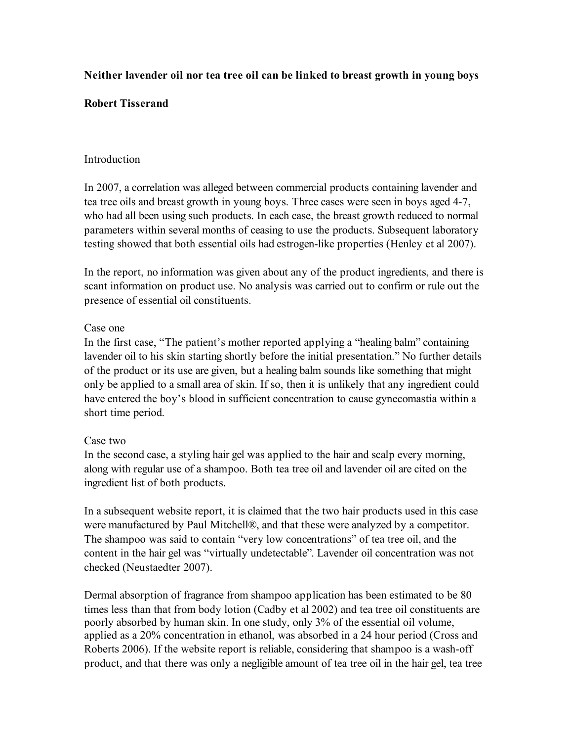# Neither lavender oil nor tea tree oil can be linked to breast growth in young boys

**Robert Tisserand**

## Introduction

In 2007, a correlation was alleged between commercial products containing lavender and tea tree oils and breast growth in young boys. Three cases were seen in boys aged 4-7, who had all been using such products. In each case, the breast growth reduced to normal parameters within several months of ceasing to use the products. Subsequent laboratory testing showed that both essential oils had estrogen-like properties (Henley et al 2007).

In the report, no information was given about any of the product ingredients, and there is scant information on product use. No analysis was carried out to confirm or rule out the presence of essential oil constituents.

### Case one

In the first case, "The patient's mother reported applying a "healing balm" containing lavender oil to his skin starting shortly before the initial presentation." No further details of the product or its use are given, but a healing balm sounds like something that might only be applied to a small area of skin. If so, then it is unlikely that any ingredient could have entered the boy's blood in sufficient concentration to cause gynecomastia within a short time period.

### Case two

In the second case, a styling hair gel was applied to the hair and scalp every morning, along with regular use of a shampoo. Both tea tree oil and lavender oil are cited on the ingredient list of both products.

In a subsequent website report, it is claimed that the two hair products used in this case were manufactured by Paul Mitchell®, and that these were analyzed by a competitor. The shampoo was said to contain "very low concentrations" of tea tree oil, and the content in the hair gel was "virtually undetectable". Lavender oil concentration was not checked (Neustaedter 2007).

Dermal absorption of fragrance from shampoo application has been estimated to be 80 times less than that from body lotion (Cadby et al 2002) and tea tree oil constituents are poorly absorbed by human skin. In one study, only 3% of the essential oil volume, applied as a 20% concentration in ethanol, was absorbed in a 24 hour period (Cross and Roberts 2006). If the website report is reliable, considering that shampoo is a wash-off product, and that there was only a negligible amount of tea tree oil in the hair gel, tea tree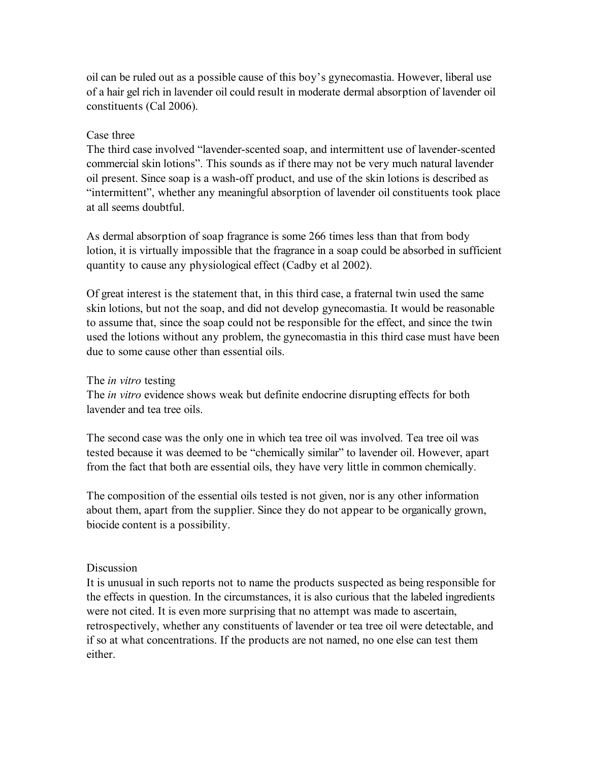oil can be ruled out as a possible cause of this boy's gynecomastia. However, liberal use of a hair gel rich in lavender oil could result in moderate dermal absorption of lavender oil constituents (Cal 2006).

### Case three

The third case involved "lavender-scented soap, and intermittent use of lavender-scented commercial skin lotions". This sounds as if there may not be very much natural lavender oil present. Since soap is a wash-off product, and use of the skin lotions is described as "intermittent", whether any meaningful absorption of lavender oil constituents took place at all seems doubtful.

As dermal absorption of soap fragrance is some 266 times less than that from body lotion, it is virtually impossible that the fragrance in a soap could be absorbed in sufficient quantity to cause any physiological effect (Cadby et al 2002).

Of great interest is the statement that, in this third case, a fraternal twin used the same skin lotions, but not the soap, and did not develop gynecomastia. It would be reasonable to assume that, since the soap could not be responsible for the effect, and since the twin used the lotions without any problem, the gynecomastia in this third case must have been due to some cause other than essential oils.

### The *in vitro* testing

The *in vitro* evidence shows weak but definite endocrine disrupting effects for both lavender and tea tree oils.

The second case was the only one in which tea tree oil was involved. Tea tree oil was tested because it was deemed to be "chemically similar" to lavender oil. However, apart from the fact that both are essential oils, they have very little in common chemically.

The composition of the essential oils tested is not given, nor is any other information about them, apart from the supplier. Since they do not appear to be organically grown, biocide content is a possibility.

## Discussion

It is unusual in such reports not to name the products suspected as being responsible for the effects in question. In the circumstances, it is also curious that the labeled ingredients were not cited. It is even more surprising that no attempt was made to ascertain, retrospectively, whether any constituents of lavender or tea tree oil were detectable, and if so at what concentrations. If the products are not named, no one else can test them either.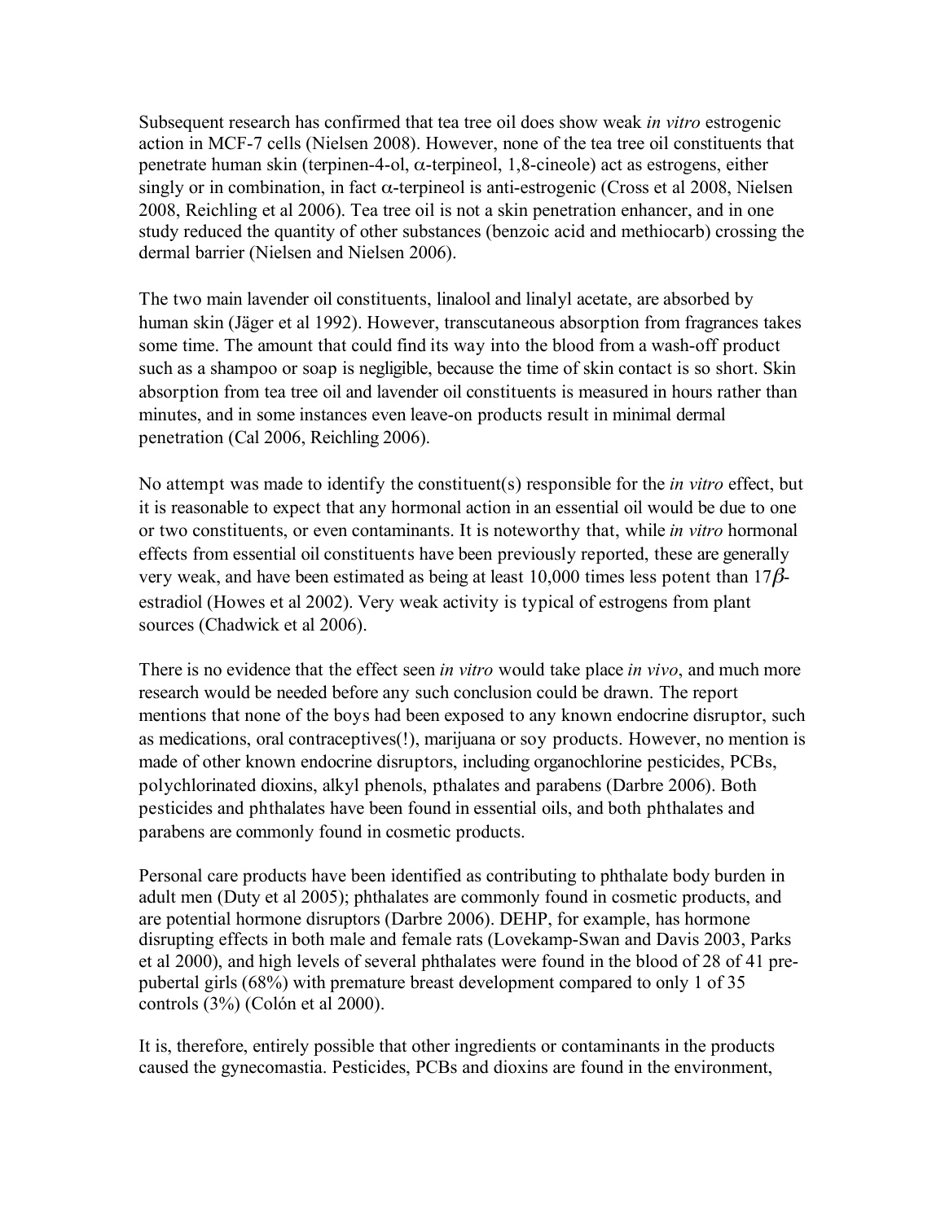Subsequent research has confirmed that tea tree oil does show weak *in vitro* estrogenic action in MCF-7 cells (Nielsen 2008). However, none of the tea tree oil constituents that penetrate human skin (terpinen-4-ol, $\alpha$-terpineol, 1,8-cineole) act as estrogens, either singly or in combination, in fact $\alpha$-terpineol is anti-estrogenic (Cross et al 2008, Nielsen 2008, Reichling et al 2006). Tea tree oil is not a skin penetration enhancer, and in one study reduced the quantity of other substances (benzoic acid and methiocarb) crossing the dermal barrier (Nielsen and Nielsen 2006).

The two main lavender oil constituents, linalool and linalyl acetate, are absorbed by human skin (Jäger et al 1992). However, transcutaneous absorption from fragrances takes some time. The amount that could find its way into the blood from a wash-off product such as a shampoo or soap is negligible, because the time of skin contact is so short. Skin absorption from tea tree oil and lavender oil constituents is measured in hours rather than minutes, and in some instances even leave-on products result in minimal dermal penetration (Cal 2006, Reichling 2006).

No attempt was made to identify the constituent(s) responsible for the *in vitro* effect, but it is reasonable to expect that any hormonal action in an essential oil would be due to one or two constituents, or even contaminants. It is noteworthy that, while *in vitro* hormonal effects from essential oil constituents have been previously reported, these are generally very weak, and have been estimated as being at least 10,000 times less potent than $17\beta$-estradiol (Howes et al 2002). Very weak activity is typical of estrogens from plant sources (Chadwick et al 2006).

There is no evidence that the effect seen *in vitro* would take place *in vivo*, and much more research would be needed before any such conclusion could be drawn. The report mentions that none of the boys had been exposed to any known endocrine disruptor, such as medications, oral contraceptives(!), marijuana or soy products. However, no mention is made of other known endocrine disruptors, including organochlorine pesticides, PCBs, polychlorinated dioxins, alkyl phenols, pthalates and parabens (Darbre 2006). Both pesticides and phthalates have been found in essential oils, and both phthalates and parabens are commonly found in cosmetic products.

Personal care products have been identified as contributing to phthalate body burden in adult men (Duty et al 2005); phthalates are commonly found in cosmetic products, and are potential hormone disruptors (Darbre 2006). DEHP, for example, has hormone disrupting effects in both male and female rats (Lovekamp-Swan and Davis 2003, Parks et al 2000), and high levels of several phthalates were found in the blood of 28 of 41 pre-pubertal girls (68%) with premature breast development compared to only 1 of 35 controls (3%) (Colón et al 2000).

It is, therefore, entirely possible that other ingredients or contaminants in the products caused the gynecomastia. Pesticides, PCBs and dioxins are found in the environment,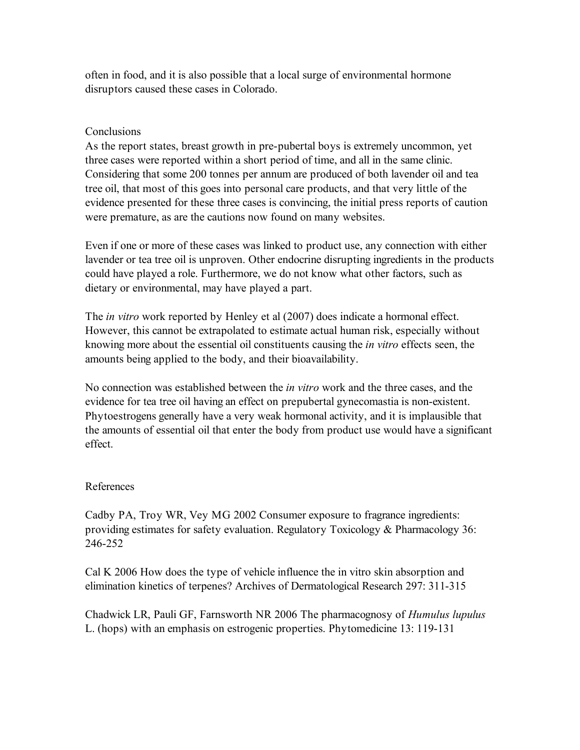often in food, and it is also possible that a local surge of environmental hormone disruptors caused these cases in Colorado.

## Conclusions

As the report states, breast growth in pre-pubertal boys is extremely uncommon, yet three cases were reported within a short period of time, and all in the same clinic. Considering that some 200 tonnes per annum are produced of both lavender oil and tea tree oil, that most of this goes into personal care products, and that very little of the evidence presented for these three cases is convincing, the initial press reports of caution were premature, as are the cautions now found on many websites.

Even if one or more of these cases was linked to product use, any connection with either lavender or tea tree oil is unproven. Other endocrine disrupting ingredients in the products could have played a role. Furthermore, we do not know what other factors, such as dietary or environmental, may have played a part.

The *in vitro* work reported by Henley et al (2007) does indicate a hormonal effect. However, this cannot be extrapolated to estimate actual human risk, especially without knowing more about the essential oil constituents causing the *in vitro* effects seen, the amounts being applied to the body, and their bioavailability.

No connection was established between the *in vitro* work and the three cases, and the evidence for tea tree oil having an effect on prepubertal gynecomastia is non-existent. Phytoestrogens generally have a very weak hormonal activity, and it is implausible that the amounts of essential oil that enter the body from product use would have a significant effect.

## References

Cadby PA, Troy WR, Vey MG 2002 Consumer exposure to fragrance ingredients: providing estimates for safety evaluation. Regulatory Toxicology & Pharmacology 36: 246-252

Cal K 2006 How does the type of vehicle influence the in vitro skin absorption and elimination kinetics of terpenes? Archives of Dermatological Research 297: 311-315

Chadwick LR, Pauli GF, Farnsworth NR 2006 The pharmacognosy of *Humulus lupulus* L. (hops) with an emphasis on estrogenic properties. Phytomedicine 13: 119-131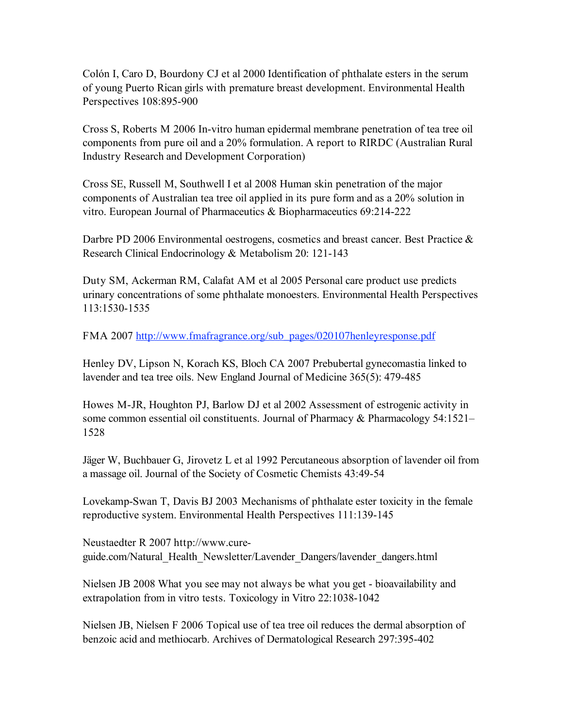Colón I, Caro D, Bourdony CJ et al 2000 Identification of phthalate esters in the serum of young Puerto Rican girls with premature breast development. Environmental Health Perspectives 108:895-900

Cross S, Roberts M 2006 In-vitro human epidermal membrane penetration of tea tree oil components from pure oil and a 20% formulation. A report to RIRDC (Australian Rural Industry Research and Development Corporation)

Cross SE, Russell M, Southwell I et al 2008 Human skin penetration of the major components of Australian tea tree oil applied in its pure form and as a 20% solution in vitro. European Journal of Pharmaceutics & Biopharmaceutics 69:214-222

Darbre PD 2006 Environmental oestrogens, cosmetics and breast cancer. Best Practice & Research Clinical Endocrinology & Metabolism 20: 121-143

Duty SM, Ackerman RM, Calafat AM et al 2005 Personal care product use predicts urinary concentrations of some phthalate monoesters. Environmental Health Perspectives 113:1530-1535

FMA 2007 [http://www.fmafragrance.org/sub_pages/020107henleyresponse.pdf](http://www.fmafragrance.org/sub_pages/020107henleyresponse.pdf)

Henley DV, Lipson N, Korach KS, Bloch CA 2007 Prebubertal gynecomastia linked to lavender and tea tree oils. New England Journal of Medicine 365(5): 479-485

Howes M-JR, Houghton PJ, Barlow DJ et al 2002 Assessment of estrogenic activity in some common essential oil constituents. Journal of Pharmacy & Pharmacology 54:1521–1528

Jäger W, Buchbauer G, Jirovetz L et al 1992 Percutaneous absorption of lavender oil from a massage oil. Journal of the Society of Cosmetic Chemists 43:49-54

Lovekamp-Swan T, Davis BJ 2003 Mechanisms of phthalate ester toxicity in the female reproductive system. Environmental Health Perspectives 111:139-145

Neustaedter R 2007 http://www.cure-guide.com/Natural_Health_Newsletter/Lavender_Dangers/lavender_dangers.html

Nielsen JB 2008 What you see may not always be what you get - bioavailability and extrapolation from in vitro tests. Toxicology in Vitro 22:1038-1042

Nielsen JB, Nielsen F 2006 Topical use of tea tree oil reduces the dermal absorption of benzoic acid and methiocarb. Archives of Dermatological Research 297:395-402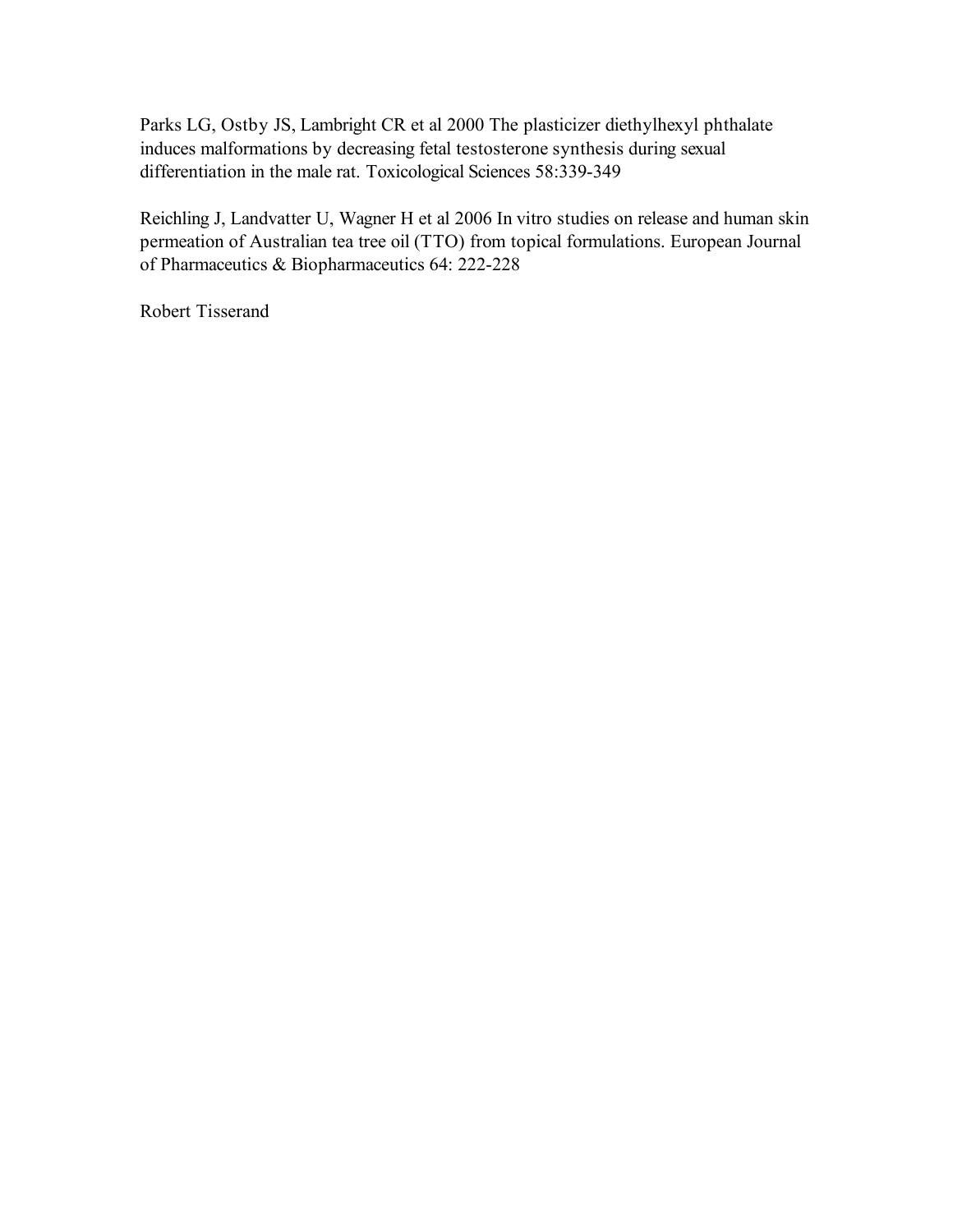Parks LG, Ostby JS, Lambright CR et al 2000 The plasticizer diethylhexyl phthalate induces malformations by decreasing fetal testosterone synthesis during sexual differentiation in the male rat. Toxicological Sciences 58:339-349

Reichling J, Landvatter U, Wagner H et al 2006 In vitro studies on release and human skin permeation of Australian tea tree oil (TTO) from topical formulations. European Journal of Pharmaceutics & Biopharmaceutics 64: 222-228

Robert Tisserand